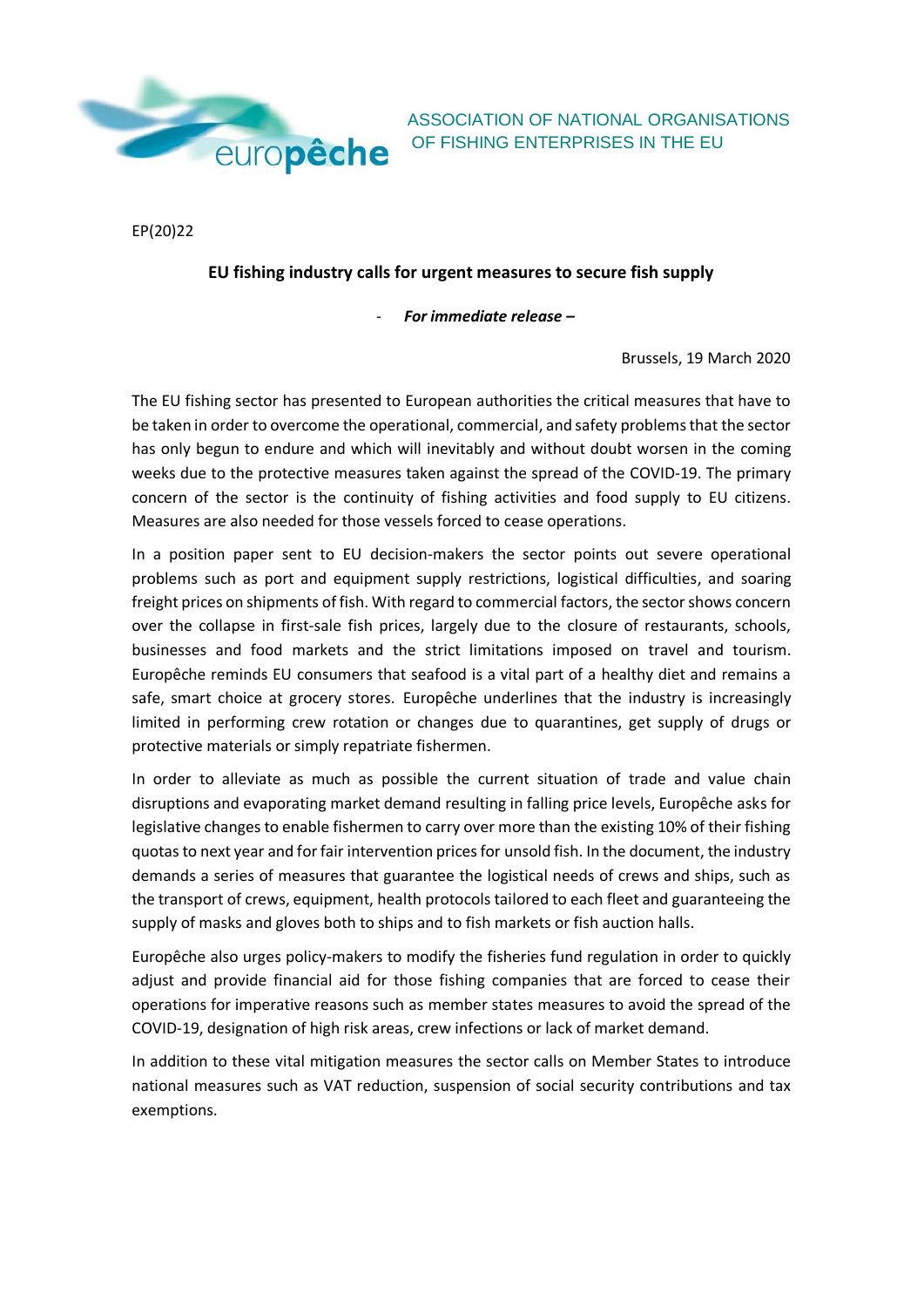europêche

ASSOCIATION OF NATIONAL ORGANISATIONS OF FISHING ENTERPRISES IN THE EU

EP(20)22

# EU fishing industry calls for urgent measures to secure fish supply

- ***For immediate release –***

Brussels, 19 March 2020

The EU fishing sector has presented to European authorities the critical measures that have to be taken in order to overcome the operational, commercial, and safety problems that the sector has only begun to endure and which will inevitably and without doubt worsen in the coming weeks due to the protective measures taken against the spread of the COVID-19. The primary concern of the sector is the continuity of fishing activities and food supply to EU citizens. Measures are also needed for those vessels forced to cease operations.

In a position paper sent to EU decision-makers the sector points out severe operational problems such as port and equipment supply restrictions, logistical difficulties, and soaring freight prices on shipments of fish. With regard to commercial factors, the sector shows concern over the collapse in first-sale fish prices, largely due to the closure of restaurants, schools, businesses and food markets and the strict limitations imposed on travel and tourism. Europêche reminds EU consumers that seafood is a vital part of a healthy diet and remains a safe, smart choice at grocery stores. Europêche underlines that the industry is increasingly limited in performing crew rotation or changes due to quarantines, get supply of drugs or protective materials or simply repatriate fishermen.

In order to alleviate as much as possible the current situation of trade and value chain disruptions and evaporating market demand resulting in falling price levels, Europêche asks for legislative changes to enable fishermen to carry over more than the existing 10% of their fishing quotas to next year and for fair intervention prices for unsold fish. In the document, the industry demands a series of measures that guarantee the logistical needs of crews and ships, such as the transport of crews, equipment, health protocols tailored to each fleet and guaranteeing the supply of masks and gloves both to ships and to fish markets or fish auction halls.

Europêche also urges policy-makers to modify the fisheries fund regulation in order to quickly adjust and provide financial aid for those fishing companies that are forced to cease their operations for imperative reasons such as member states measures to avoid the spread of the COVID-19, designation of high risk areas, crew infections or lack of market demand.

In addition to these vital mitigation measures the sector calls on Member States to introduce national measures such as VAT reduction, suspension of social security contributions and tax exemptions.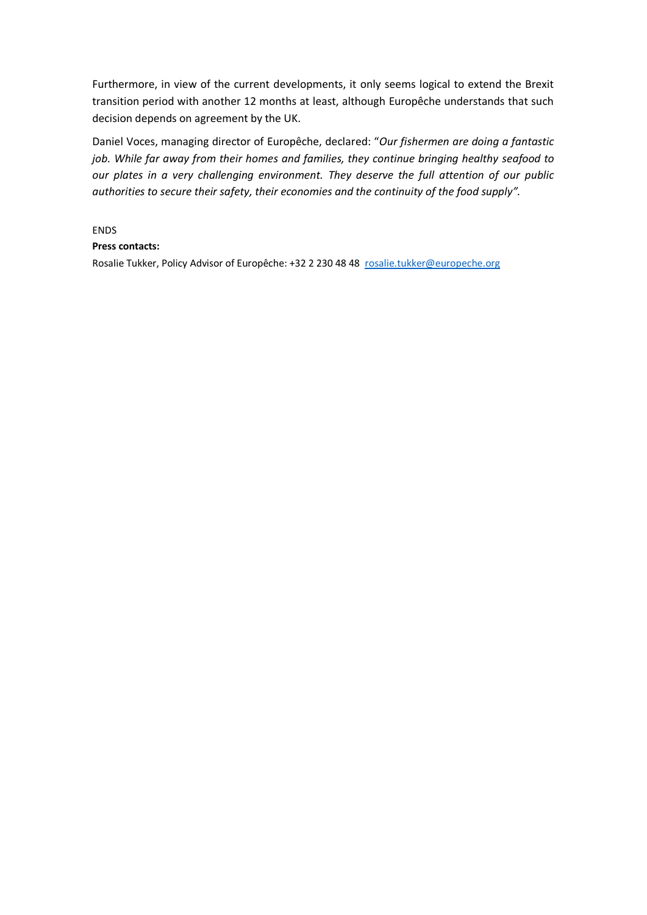Furthermore, in view of the current developments, it only seems logical to extend the Brexit transition period with another 12 months at least, although Europêche understands that such decision depends on agreement by the UK.

Daniel Voces, managing director of Europêche, declared: "*Our fishermen are doing a fantastic job. While far away from their homes and families, they continue bringing healthy seafood to our plates in a very challenging environment. They deserve the full attention of our public authorities to secure their safety, their economies and the continuity of the food supply".*

ENDS

**Press contacts:**

Rosalie Tukker, Policy Advisor of Europêche: +32 2 230 48 48 [rosalie.tukker@europeche.org](mailto:rosalie.tukker@europeche.org)